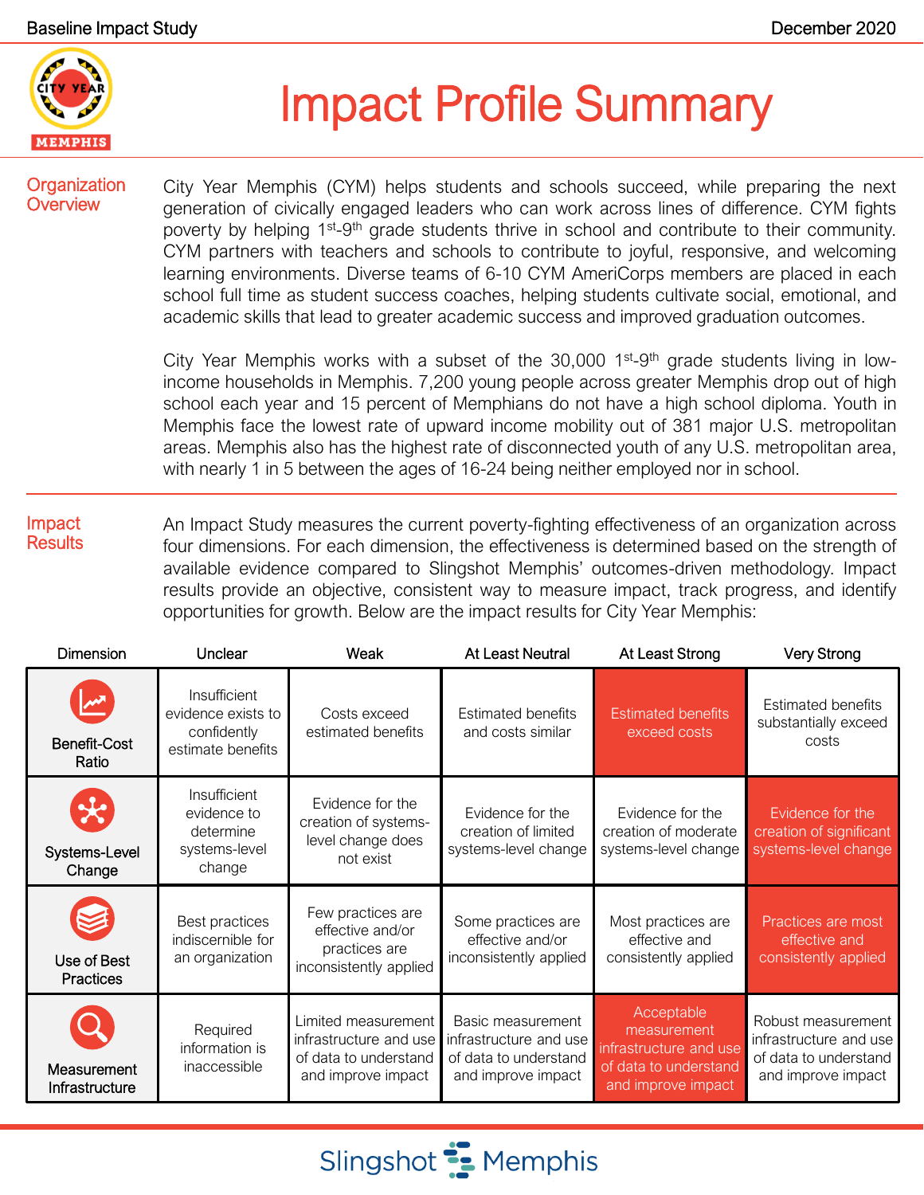Baseline Impact Study

December 2020

# Impact Profile Summary

## Organization Overview

City Year Memphis (CYM) helps students and schools succeed, while preparing the next generation of civically engaged leaders who can work across lines of difference. CYM fights poverty by helping 1st-9th grade students thrive in school and contribute to their community. CYM partners with teachers and schools to contribute to joyful, responsive, and welcoming learning environments. Diverse teams of 6-10 CYM AmeriCorps members are placed in each school full time as student success coaches, helping students cultivate social, emotional, and academic skills that lead to greater academic success and improved graduation outcomes.

City Year Memphis works with a subset of the 30,000 1st-9th grade students living in low-income households in Memphis. 7,200 young people across greater Memphis drop out of high school each year and 15 percent of Memphians do not have a high school diploma. Youth in Memphis face the lowest rate of upward income mobility out of 381 major U.S. metropolitan areas. Memphis also has the highest rate of disconnected youth of any U.S. metropolitan area, with nearly 1 in 5 between the ages of 16-24 being neither employed nor in school.

## Impact Results

An Impact Study measures the current poverty-fighting effectiveness of an organization across four dimensions. For each dimension, the effectiveness is determined based on the strength of available evidence compared to Slingshot Memphis' outcomes-driven methodology. Impact results provide an objective, consistent way to measure impact, track progress, and identify opportunities for growth. Below are the impact results for City Year Memphis:

| Dimension | Unclear | Weak | At Least Neutral | At Least Strong | Very Strong |
|---|---|---|---|---|---|
| Benefit-Cost Ratio | Insufficient evidence exists to confidently estimate benefits | Costs exceed estimated benefits | Estimated benefits and costs similar | **Estimated benefits exceed costs** | Estimated benefits substantially exceed costs |
| Systems-Level Change | Insufficient evidence to determine systems-level change | Evidence for the creation of systems-level change does not exist | Evidence for the creation of limited systems-level change | Evidence for the creation of moderate systems-level change | **Evidence for the creation of significant systems-level change** |
| Use of Best Practices | Best practices indiscernible for an organization | Few practices are effective and/or practices are inconsistently applied | Some practices are effective and/or inconsistently applied | Most practices are effective and consistently applied | **Practices are most effective and consistently applied** |
| Measurement Infrastructure | Required information is inaccessible | Limited measurement infrastructure and use of data to understand and improve impact | Basic measurement infrastructure and use of data to understand and improve impact | **Acceptable measurement infrastructure and use of data to understand and improve impact** | Robust measurement infrastructure and use of data to understand and improve impact |

Slingshot Memphis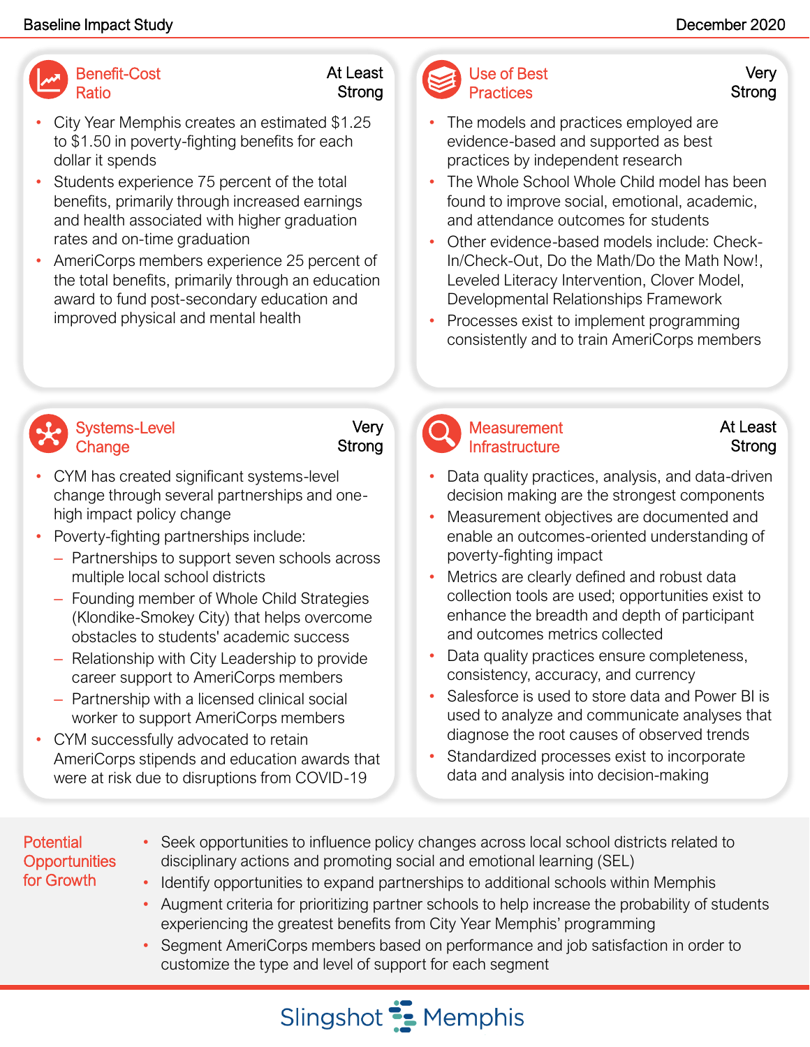## Benefit-Cost Ratio — At Least Strong

- City Year Memphis creates an estimated $1.25 to $1.50 in poverty-fighting benefits for each dollar it spends
- Students experience 75 percent of the total benefits, primarily through increased earnings and health associated with higher graduation rates and on-time graduation
- AmeriCorps members experience 25 percent of the total benefits, primarily through an education award to fund post-secondary education and improved physical and mental health

## Use of Best Practices — Very Strong

- The models and practices employed are evidence-based and supported as best practices by independent research
- The Whole School Whole Child model has been found to improve social, emotional, academic, and attendance outcomes for students
- Other evidence-based models include: Check-In/Check-Out, Do the Math/Do the Math Now!, Leveled Literacy Intervention, Clover Model, Developmental Relationships Framework
- Processes exist to implement programming consistently and to train AmeriCorps members

## Systems-Level Change — Very Strong

- CYM has created significant systems-level change through several partnerships and one-high impact policy change
- Poverty-fighting partnerships include:
  - Partnerships to support seven schools across multiple local school districts
  - Founding member of Whole Child Strategies (Klondike-Smokey City) that helps overcome obstacles to students' academic success
  - Relationship with City Leadership to provide career support to AmeriCorps members
  - Partnership with a licensed clinical social worker to support AmeriCorps members
- CYM successfully advocated to retain AmeriCorps stipends and education awards that were at risk due to disruptions from COVID-19

## Measurement Infrastructure — At Least Strong

- Data quality practices, analysis, and data-driven decision making are the strongest components
- Measurement objectives are documented and enable an outcomes-oriented understanding of poverty-fighting impact
- Metrics are clearly defined and robust data collection tools are used; opportunities exist to enhance the breadth and depth of participant and outcomes metrics collected
- Data quality practices ensure completeness, consistency, accuracy, and currency
- Salesforce is used to store data and Power BI is used to analyze and communicate analyses that diagnose the root causes of observed trends
- Standardized processes exist to incorporate data and analysis into decision-making

## Potential Opportunities for Growth

- Seek opportunities to influence policy changes across local school districts related to disciplinary actions and promoting social and emotional learning (SEL)
- Identify opportunities to expand partnerships to additional schools within Memphis
- Augment criteria for prioritizing partner schools to help increase the probability of students experiencing the greatest benefits from City Year Memphis' programming
- Segment AmeriCorps members based on performance and job satisfaction in order to customize the type and level of support for each segment

Slingshot Memphis